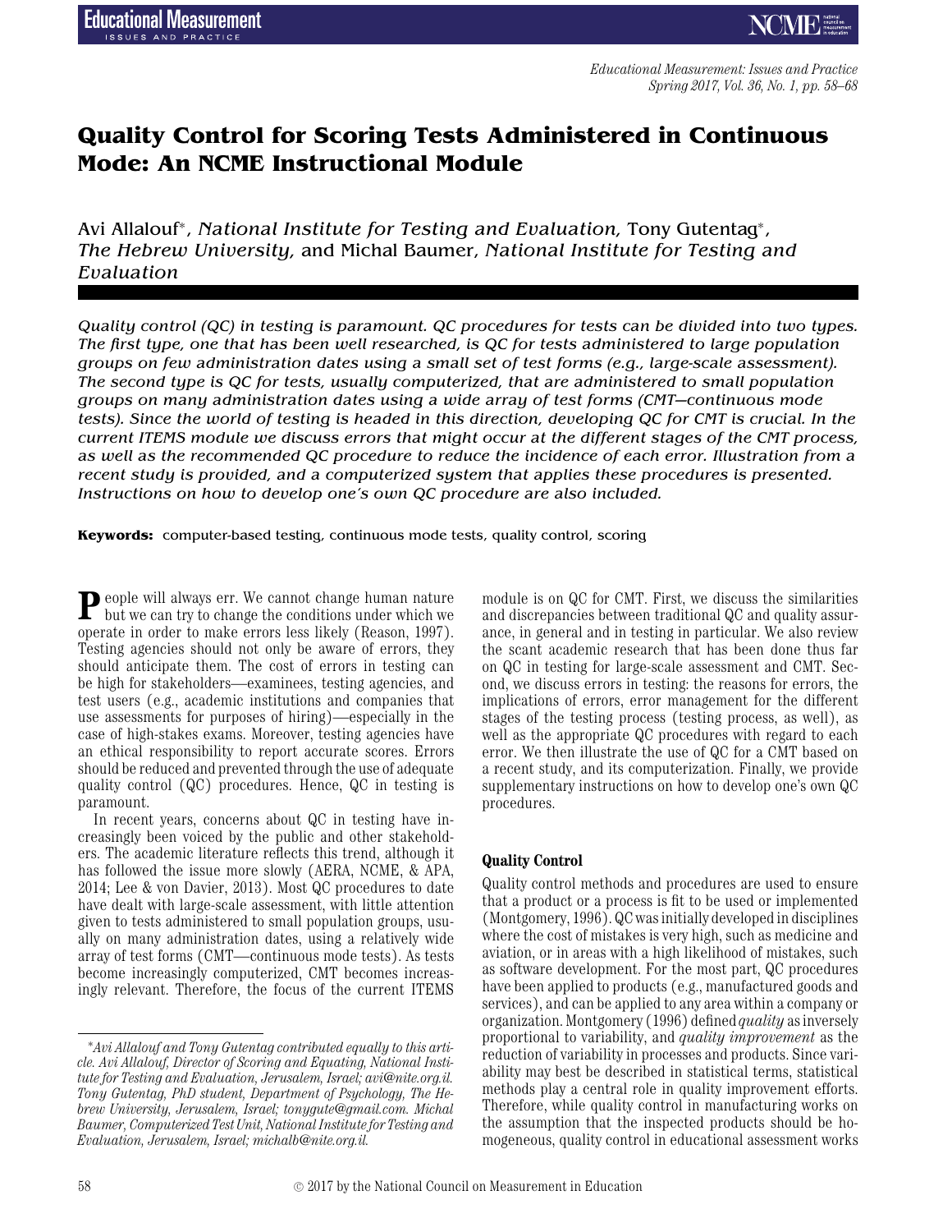# Quality Control for Scoring Tests Administered in Continuous Mode: An NCME Instructional Module

Avi Allalouf*, *National Institute for Testing and Evaluation,* Tony Gutentag*, *The Hebrew University,* and Michal Baumer, *National Institute for Testing and Evaluation*

*Quality control (QC) in testing is paramount. QC procedures for tests can be divided into two types. The first type, one that has been well researched, is QC for tests administered to large population groups on few administration dates using a small set of test forms (e.g., large-scale assessment). The second type is QC for tests, usually computerized, that are administered to small population groups on many administration dates using a wide array of test forms (CMT—continuous mode tests). Since the world of testing is headed in this direction, developing QC for CMT is crucial. In the current ITEMS module we discuss errors that might occur at the different stages of the CMT process, as well as the recommended QC procedure to reduce the incidence of each error. Illustration from a recent study is provided, and a computerized system that applies these procedures is presented. Instructions on how to develop one's own QC procedure are also included.*

**Keywords:** computer-based testing, continuous mode tests, quality control, scoring

People will always err. We cannot change human nature but we can try to change the conditions under which we operate in order to make errors less likely (Reason, 1997). Testing agencies should not only be aware of errors, they should anticipate them. The cost of errors in testing can be high for stakeholders—examinees, testing agencies, and test users (e.g., academic institutions and companies that use assessments for purposes of hiring)—especially in the case of high-stakes exams. Moreover, testing agencies have an ethical responsibility to report accurate scores. Errors should be reduced and prevented through the use of adequate quality control (QC) procedures. Hence, QC in testing is paramount.

In recent years, concerns about QC in testing have increasingly been voiced by the public and other stakeholders. The academic literature reflects this trend, although it has followed the issue more slowly (AERA, NCME, & APA, 2014; Lee & von Davier, 2013). Most QC procedures to date have dealt with large-scale assessment, with little attention given to tests administered to small population groups, usually on many administration dates, using a relatively wide array of test forms (CMT—continuous mode tests). As tests become increasingly computerized, CMT becomes increasingly relevant. Therefore, the focus of the current ITEMS module is on QC for CMT. First, we discuss the similarities and discrepancies between traditional QC and quality assurance, in general and in testing in particular. We also review the scant academic research that has been done thus far on QC in testing for large-scale assessment and CMT. Second, we discuss errors in testing: the reasons for errors, the implications of errors, error management for the different stages of the testing process (testing process, as well), as well as the appropriate QC procedures with regard to each error. We then illustrate the use of QC for a CMT based on a recent study, and its computerization. Finally, we provide supplementary instructions on how to develop one's own QC procedures.

## Quality Control

Quality control methods and procedures are used to ensure that a product or a process is fit to be used or implemented (Montgomery, 1996). QC was initially developed in disciplines where the cost of mistakes is very high, such as medicine and aviation, or in areas with a high likelihood of mistakes, such as software development. For the most part, QC procedures have been applied to products (e.g., manufactured goods and services), and can be applied to any area within a company or organization. Montgomery (1996) defined *quality* as inversely proportional to variability, and *quality improvement* as the reduction of variability in processes and products. Since variability may best be described in statistical terms, statistical methods play a central role in quality improvement efforts. Therefore, while quality control in manufacturing works on the assumption that the inspected products should be homogeneous, quality control in educational assessment works

*Avi Allalouf and Tony Gutentag contributed equally to this article. Avi Allalouf, Director of Scoring and Equating, National Institute for Testing and Evaluation, Jerusalem, Israel; avi@nite.org.il. Tony Gutentag, PhD student, Department of Psychology, The Hebrew University, Jerusalem, Israel; tonygute@gmail.com. Michal Baumer, Computerized Test Unit, National Institute for Testing and Evaluation, Jerusalem, Israel; michalb@nite.org.il.*

© 2017 by the National Council on Measurement in Education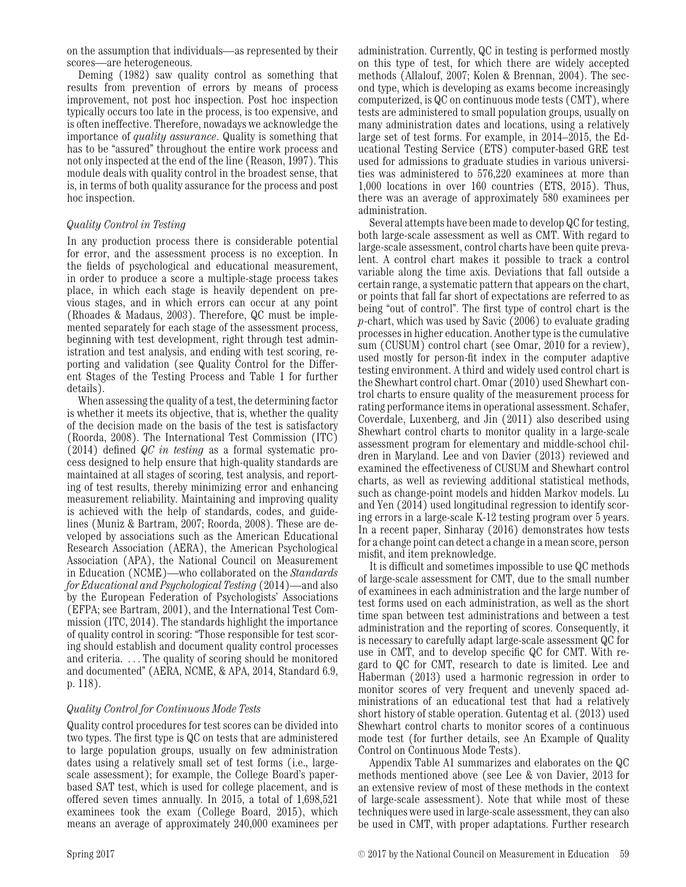on the assumption that individuals—as represented by their scores—are heterogeneous.

Deming (1982) saw quality control as something that results from prevention of errors by means of process improvement, not post hoc inspection. Post hoc inspection typically occurs too late in the process, is too expensive, and is often ineffective. Therefore, nowadays we acknowledge the importance of *quality assurance*. Quality is something that has to be "assured" throughout the entire work process and not only inspected at the end of the line (Reason, 1997). This module deals with quality control in the broadest sense, that is, in terms of both quality assurance for the process and post hoc inspection.

### *Quality Control in Testing*

In any production process there is considerable potential for error, and the assessment process is no exception. In the fields of psychological and educational measurement, in order to produce a score a multiple-stage process takes place, in which each stage is heavily dependent on previous stages, and in which errors can occur at any point (Rhoades & Madaus, 2003). Therefore, QC must be implemented separately for each stage of the assessment process, beginning with test development, right through test administration and test analysis, and ending with test scoring, reporting and validation (see Quality Control for the Different Stages of the Testing Process and Table 1 for further details).

When assessing the quality of a test, the determining factor is whether it meets its objective, that is, whether the quality of the decision made on the basis of the test is satisfactory (Roorda, 2008). The International Test Commission (ITC) (2014) defined *QC in testing* as a formal systematic process designed to help ensure that high-quality standards are maintained at all stages of scoring, test analysis, and reporting of test results, thereby minimizing error and enhancing measurement reliability. Maintaining and improving quality is achieved with the help of standards, codes, and guidelines (Muniz & Bartram, 2007; Roorda, 2008). These are developed by associations such as the American Educational Research Association (AERA), the American Psychological Association (APA), the National Council on Measurement in Education (NCME)—who collaborated on the *Standards for Educational and Psychological Testing* (2014)—and also by the European Federation of Psychologists' Associations (EFPA; see Bartram, 2001), and the International Test Commission (ITC, 2014). The standards highlight the importance of quality control in scoring: "Those responsible for test scoring should establish and document quality control processes and criteria. ... The quality of scoring should be monitored and documented" (AERA, NCME, & APA, 2014, Standard 6.9, p. 118).

### *Quality Control for Continuous Mode Tests*

Quality control procedures for test scores can be divided into two types. The first type is QC on tests that are administered to large population groups, usually on few administration dates using a relatively small set of test forms (i.e., large-scale assessment); for example, the College Board's paper-based SAT test, which is used for college placement, and is offered seven times annually. In 2015, a total of 1,698,521 examinees took the exam (College Board, 2015), which means an average of approximately 240,000 examinees per administration. Currently, QC in testing is performed mostly on this type of test, for which there are widely accepted methods (Allalouf, 2007; Kolen & Brennan, 2004). The second type, which is developing as exams become increasingly computerized, is QC on continuous mode tests (CMT), where tests are administered to small population groups, usually on many administration dates and locations, using a relatively large set of test forms. For example, in 2014–2015, the Educational Testing Service (ETS) computer-based GRE test used for admissions to graduate studies in various universities was administered to 576,220 examinees at more than 1,000 locations in over 160 countries (ETS, 2015). Thus, there was an average of approximately 580 examinees per administration.

Several attempts have been made to develop QC for testing, both large-scale assessment as well as CMT. With regard to large-scale assessment, control charts have been quite prevalent. A control chart makes it possible to track a control variable along the time axis. Deviations that fall outside a certain range, a systematic pattern that appears on the chart, or points that fall far short of expectations are referred to as being "out of control". The first type of control chart is the $p$-chart, which was used by Savic (2006) to evaluate grading processes in higher education. Another type is the cumulative sum (CUSUM) control chart (see Omar, 2010 for a review), used mostly for person-fit index in the computer adaptive testing environment. A third and widely used control chart is the Shewhart control chart. Omar (2010) used Shewhart control charts to ensure quality of the measurement process for rating performance items in operational assessment. Schafer, Coverdale, Luxenberg, and Jin (2011) also described using Shewhart control charts to monitor quality in a large-scale assessment program for elementary and middle-school children in Maryland. Lee and von Davier (2013) reviewed and examined the effectiveness of CUSUM and Shewhart control charts, as well as reviewing additional statistical methods, such as change-point models and hidden Markov models. Lu and Yen (2014) used longitudinal regression to identify scoring errors in a large-scale K-12 testing program over 5 years. In a recent paper, Sinharay (2016) demonstrates how tests for a change point can detect a change in a mean score, person misfit, and item preknowledge.

It is difficult and sometimes impossible to use QC methods of large-scale assessment for CMT, due to the small number of examinees in each administration and the large number of test forms used on each administration, as well as the short time span between test administrations and between a test administration and the reporting of scores. Consequently, it is necessary to carefully adapt large-scale assessment QC for use in CMT, and to develop specific QC for CMT. With regard to QC for CMT, research to date is limited. Lee and Haberman (2013) used a harmonic regression in order to monitor scores of very frequent and unevenly spaced administrations of an educational test that had a relatively short history of stable operation. Gutentag et al. (2013) used Shewhart control charts to monitor scores of a continuous mode test (for further details, see An Example of Quality Control on Continuous Mode Tests).

Appendix Table A1 summarizes and elaborates on the QC methods mentioned above (see Lee & von Davier, 2013 for an extensive review of most of these methods in the context of large-scale assessment). Note that while most of these techniques were used in large-scale assessment, they can also be used in CMT, with proper adaptations. Further research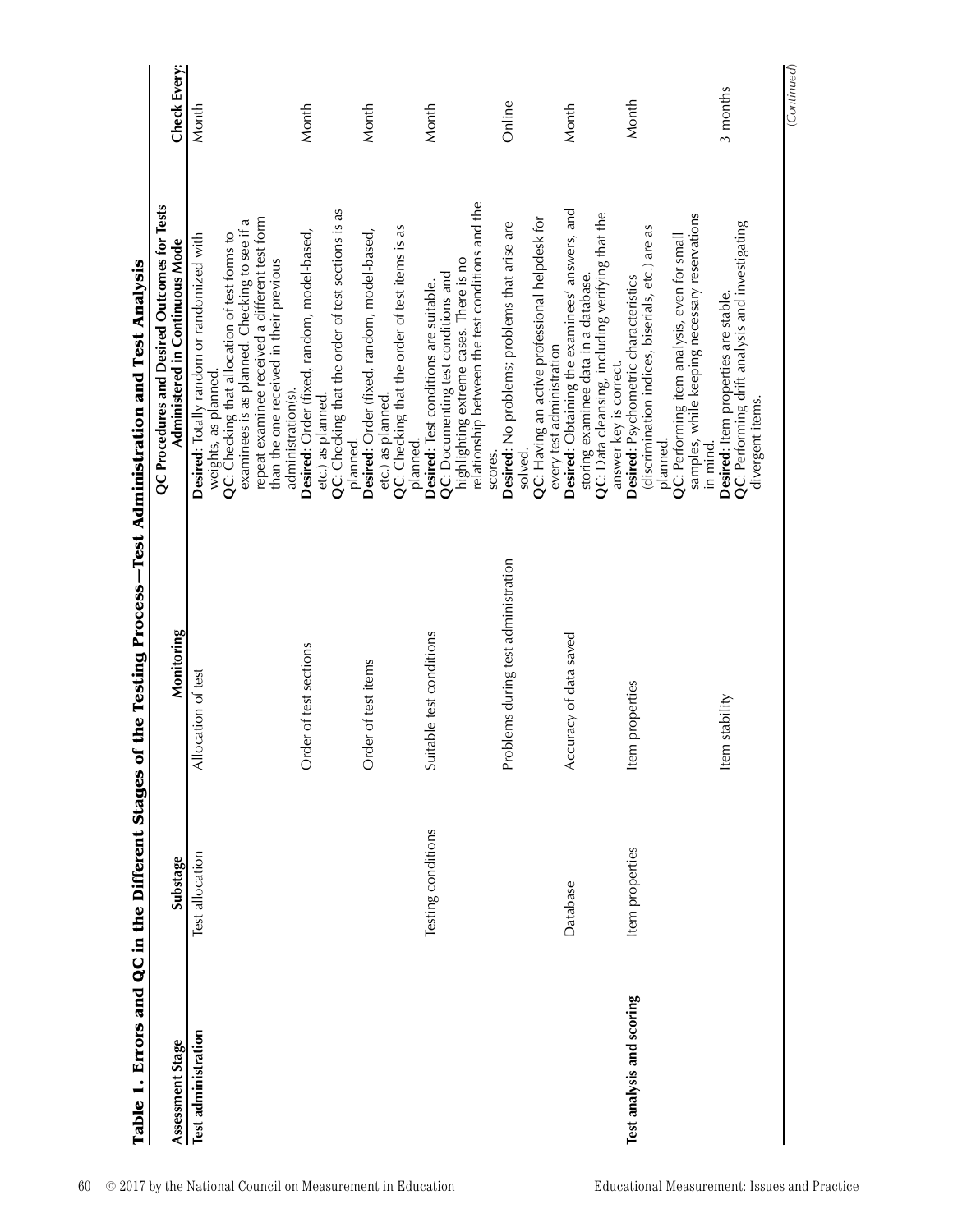**Table 1. Errors and QC in the Different Stages of the Testing Process—Test Administration and Test Analysis**

| Assessment Stage | Substage | Monitoring | QC Procedures and Desired Outcomes for Tests Administered in Continuous Mode | Check Every: |
|---|---|---|---|---|
| **Test administration** | Test allocation | Allocation of test | **Desired**: Totally random or randomized with weights, as planned. **QC**: Checking that allocation of test forms to examinees is as planned. Checking to see if a repeat examinee received a different test form than the one received in their previous administration(s). | Month |
| | | Order of test sections | **Desired**: Order (fixed, random, model-based, etc.) as planned. **QC**: Checking that the order of test sections is as planned. | Month |
| | | Order of test items | **Desired**: Order (fixed, random, model-based, etc.) as planned. **QC**: Checking that the order of test items is as planned. | Month |
| | Testing conditions | Suitable test conditions | **Desired**: Test conditions are suitable. **QC**: Documenting test conditions and highlighting extreme cases. There is no relationship between the test conditions and the scores. | Month |
| | | Problems during test administration | **Desired**: No problems; problems that arise are solved. **QC**: Having an active professional helpdesk for every test administration | Online |
| | Database | Accuracy of data saved | **Desired**: Obtaining the examinees' answers, and storing examinee data in a database. **QC**: Data cleansing, including verifying that the answer key is correct. | Month |
| **Test analysis and scoring** | Item properties | Item properties | **Desired**: Psychometric characteristics (discrimination indices, biserials, etc.) are as planned. **QC**: Performing item analysis, even for small samples, while keeping necessary reservations in mind. | Month |
| | | Item stability | **Desired**: Item properties are stable. **QC**: Performing drift analysis and investigating divergent items. | 3 months |

(*Continued*)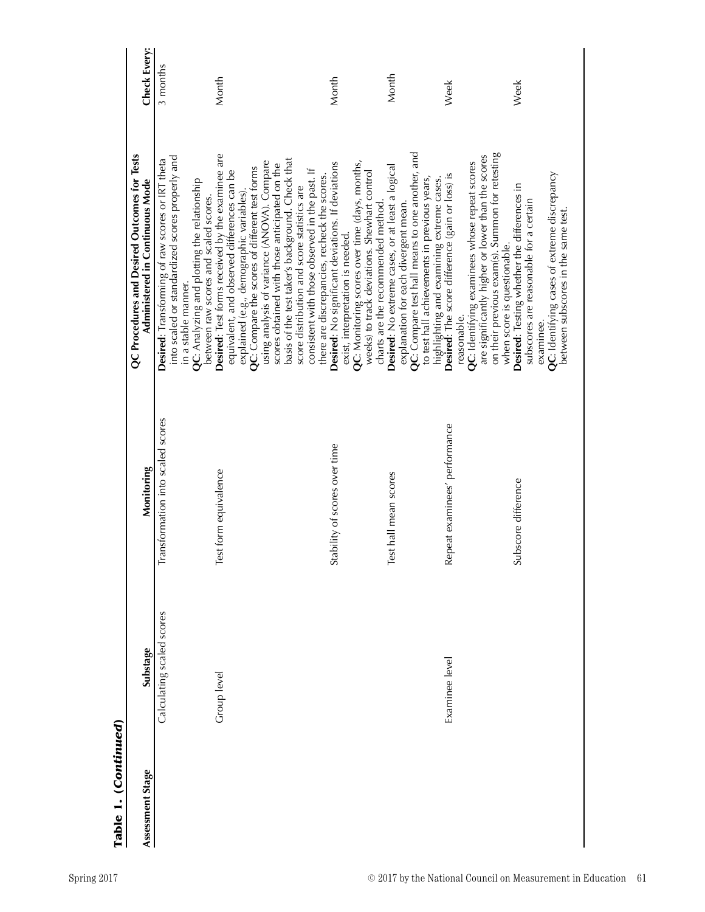**Table 1. (Continued)**

| Assessment Stage | Substage | Monitoring | QC Procedures and Desired Outcomes for Tests Administered in Continuous Mode | Check Every: |
|---|---|---|---|---|
| | Calculating scaled scores | Transformation into scaled scores | **Desired**: Transforming of raw scores or IRT theta into scaled or standardized scores properly and in a stable manner. **QC**: Analyzing and plotting the relationship between raw scores and scaled scores. | 3 months |
| | Group level | Test form equivalence | **Desired**: Test forms received by the examinee are equivalent, and observed differences can be explained (e.g., demographic variables). **QC**: Compare the scores of different test forms using analysis of variance (ANOVA). Compare scores obtained with those anticipated on the basis of the test taker's background. Check that score distribution and score statistics are consistent with those observed in the past. If there are discrepancies, recheck the scores. | Month |
| | | Stability of scores over time | **Desired**: No significant deviations. If deviations exist, interpretation is needed. **QC**: Monitoring scores over time (days, months, weeks) to track deviations. Shewhart control charts are the recommended method. | Month |
| | | Test hall mean scores | **Desired**: No extreme cases, or at least a logical explanation for each divergent mean. **QC**: Compare test hall means to one another, and to test hall achievements in previous years, highlighting and examining extreme cases. | Month |
| | Examinee level | Repeat examinees' performance | **Desired**: The score difference (gain or loss) is reasonable. **QC**: Identifying examinees whose repeat scores are significantly higher or lower than the scores on their previous exam(s). Summon for retesting when score is questionable. | Week |
| | | Subscore difference | **Desired**: Testing whether the differences in subscores are reasonable for a certain examinee. **QC**: Identifying cases of extreme discrepancy between subscores in the same test. | Week |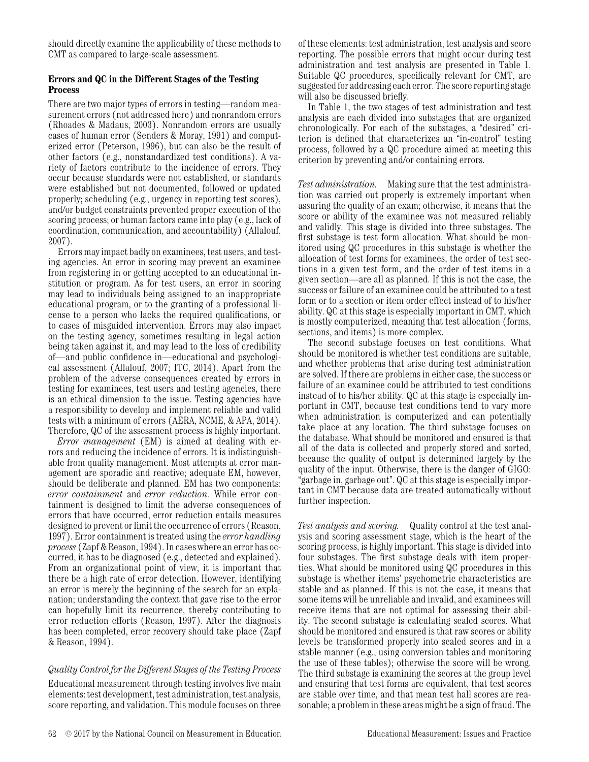should directly examine the applicability of these methods to CMT as compared to large-scale assessment.

## Errors and QC in the Different Stages of the Testing Process

There are two major types of errors in testing—random measurement errors (not addressed here) and nonrandom errors (Rhoades & Madaus, 2003). Nonrandom errors are usually cases of human error (Senders & Moray, 1991) and computerized error (Peterson, 1996), but can also be the result of other factors (e.g., nonstandardized test conditions). A variety of factors contribute to the incidence of errors. They occur because standards were not established, or standards were established but not documented, followed or updated properly; scheduling (e.g., urgency in reporting test scores), and/or budget constraints prevented proper execution of the scoring process; or human factors came into play (e.g., lack of coordination, communication, and accountability) (Allalouf, 2007).

Errors may impact badly on examinees, test users, and testing agencies. An error in scoring may prevent an examinee from registering in or getting accepted to an educational institution or program. As for test users, an error in scoring may lead to individuals being assigned to an inappropriate educational program, or to the granting of a professional license to a person who lacks the required qualifications, or to cases of misguided intervention. Errors may also impact on the testing agency, sometimes resulting in legal action being taken against it, and may lead to the loss of credibility of—and public confidence in—educational and psychological assessment (Allalouf, 2007; ITC, 2014). Apart from the problem of the adverse consequences created by errors in testing for examinees, test users and testing agencies, there is an ethical dimension to the issue. Testing agencies have a responsibility to develop and implement reliable and valid tests with a minimum of errors (AERA, NCME, & APA, 2014). Therefore, QC of the assessment process is highly important.

*Error management* (EM) is aimed at dealing with errors and reducing the incidence of errors. It is indistinguishable from quality management. Most attempts at error management are sporadic and reactive; adequate EM, however, should be deliberate and planned. EM has two components: *error containment* and *error reduction*. While error containment is designed to limit the adverse consequences of errors that have occurred, error reduction entails measures designed to prevent or limit the occurrence of errors (Reason, 1997). Error containment is treated using the *error handling process* (Zapf & Reason, 1994). In cases where an error has occurred, it has to be diagnosed (e.g., detected and explained). From an organizational point of view, it is important that there be a high rate of error detection. However, identifying an error is merely the beginning of the search for an explanation; understanding the context that gave rise to the error can hopefully limit its recurrence, thereby contributing to error reduction efforts (Reason, 1997). After the diagnosis has been completed, error recovery should take place (Zapf & Reason, 1994).

### *Quality Control for the Different Stages of the Testing Process*

Educational measurement through testing involves five main elements: test development, test administration, test analysis, score reporting, and validation. This module focuses on three of these elements: test administration, test analysis and score reporting. The possible errors that might occur during test administration and test analysis are presented in Table 1. Suitable QC procedures, specifically relevant for CMT, are suggested for addressing each error. The score reporting stage will also be discussed briefly.

In Table 1, the two stages of test administration and test analysis are each divided into substages that are organized chronologically. For each of the substages, a "desired" criterion is defined that characterizes an "in-control" testing process, followed by a QC procedure aimed at meeting this criterion by preventing and/or containing errors.

*Test administration.* Making sure that the test administration was carried out properly is extremely important when assuring the quality of an exam; otherwise, it means that the score or ability of the examinee was not measured reliably and validly. This stage is divided into three substages. The first substage is test form allocation. What should be monitored using QC procedures in this substage is whether the allocation of test forms for examinees, the order of test sections in a given test form, and the order of test items in a given section—are all as planned. If this is not the case, the success or failure of an examinee could be attributed to a test form or to a section or item order effect instead of to his/her ability. QC at this stage is especially important in CMT, which is mostly computerized, meaning that test allocation (forms, sections, and items) is more complex.

The second substage focuses on test conditions. What should be monitored is whether test conditions are suitable, and whether problems that arise during test administration are solved. If there are problems in either case, the success or failure of an examinee could be attributed to test conditions instead of to his/her ability. QC at this stage is especially important in CMT, because test conditions tend to vary more when administration is computerized and can potentially take place at any location. The third substage focuses on the database. What should be monitored and ensured is that all of the data is collected and properly stored and sorted, because the quality of output is determined largely by the quality of the input. Otherwise, there is the danger of GIGO: "garbage in, garbage out". QC at this stage is especially important in CMT because data are treated automatically without further inspection.

*Test analysis and scoring.* Quality control at the test analysis and scoring assessment stage, which is the heart of the scoring process, is highly important. This stage is divided into four substages. The first substage deals with item properties. What should be monitored using QC procedures in this substage is whether items' psychometric characteristics are stable and as planned. If this is not the case, it means that some items will be unreliable and invalid, and examinees will receive items that are not optimal for assessing their ability. The second substage is calculating scaled scores. What should be monitored and ensured is that raw scores or ability levels be transformed properly into scaled scores and in a stable manner (e.g., using conversion tables and monitoring the use of these tables); otherwise the score will be wrong. The third substage is examining the scores at the group level and ensuring that test forms are equivalent, that test scores are stable over time, and that mean test hall scores are reasonable; a problem in these areas might be a sign of fraud. The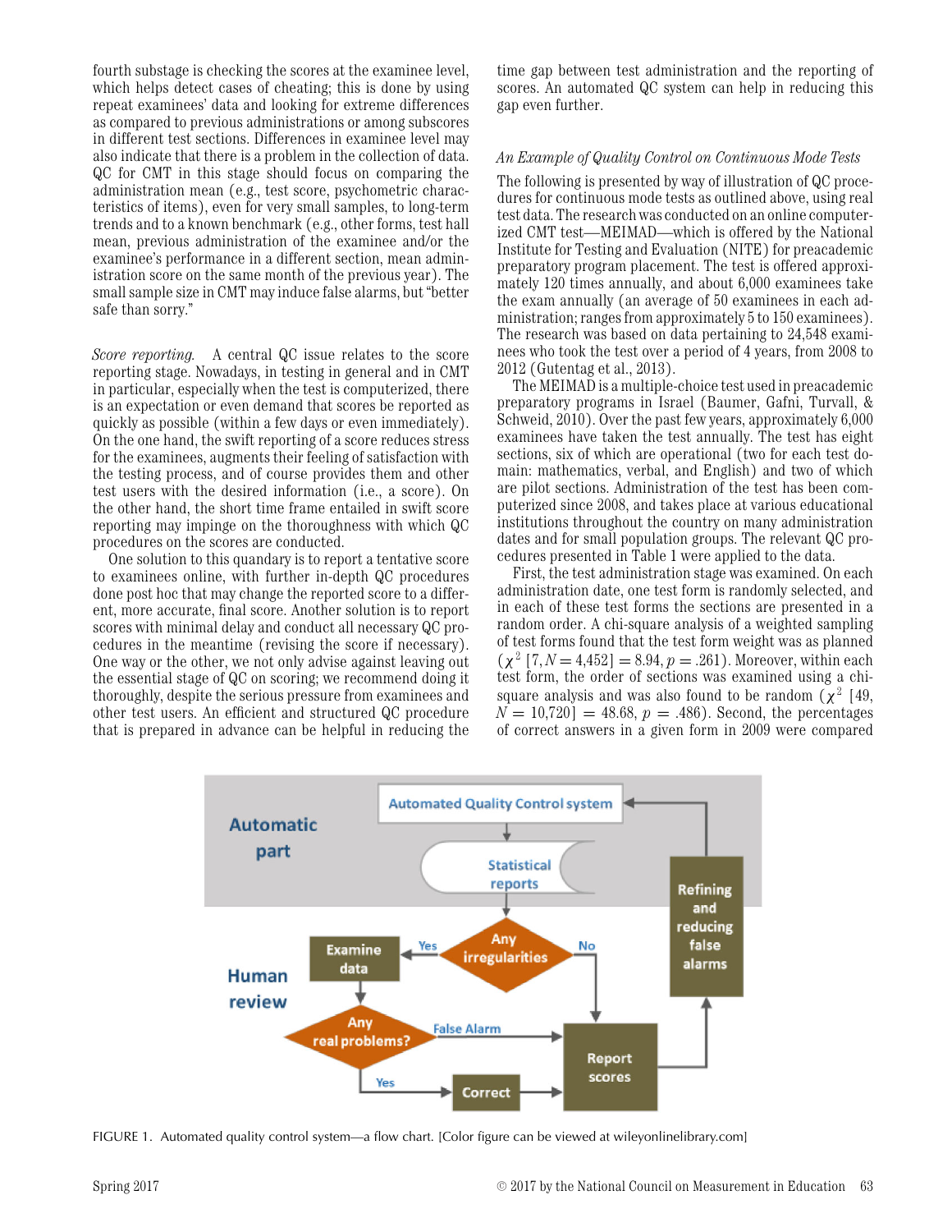fourth substage is checking the scores at the examinee level, which helps detect cases of cheating; this is done by using repeat examinees' data and looking for extreme differences as compared to previous administrations or among subscores in different test sections. Differences in examinee level may also indicate that there is a problem in the collection of data. QC for CMT in this stage should focus on comparing the administration mean (e.g., test score, psychometric characteristics of items), even for very small samples, to long-term trends and to a known benchmark (e.g., other forms, test hall mean, previous administration of the examinee and/or the examinee's performance in a different section, mean administration score on the same month of the previous year). The small sample size in CMT may induce false alarms, but "better safe than sorry."

*Score reporting.* A central QC issue relates to the score reporting stage. Nowadays, in testing in general and in CMT in particular, especially when the test is computerized, there is an expectation or even demand that scores be reported as quickly as possible (within a few days or even immediately). On the one hand, the swift reporting of a score reduces stress for the examinees, augments their feeling of satisfaction with the testing process, and of course provides them and other test users with the desired information (i.e., a score). On the other hand, the short time frame entailed in swift score reporting may impinge on the thoroughness with which QC procedures on the scores are conducted.

One solution to this quandary is to report a tentative score to examinees online, with further in-depth QC procedures done post hoc that may change the reported score to a different, more accurate, final score. Another solution is to report scores with minimal delay and conduct all necessary QC procedures in the meantime (revising the score if necessary). One way or the other, we not only advise against leaving out the essential stage of QC on scoring; we recommend doing it thoroughly, despite the serious pressure from examinees and other test users. An efficient and structured QC procedure that is prepared in advance can be helpful in reducing the time gap between test administration and the reporting of scores. An automated QC system can help in reducing this gap even further.

### *An Example of Quality Control on Continuous Mode Tests*

The following is presented by way of illustration of QC procedures for continuous mode tests as outlined above, using real test data. The research was conducted on an online computerized CMT test—MEIMAD—which is offered by the National Institute for Testing and Evaluation (NITE) for preacademic preparatory program placement. The test is offered approximately 120 times annually, and about 6,000 examinees take the exam annually (an average of 50 examinees in each administration; ranges from approximately 5 to 150 examinees). The research was based on data pertaining to 24,548 examinees who took the test over a period of 4 years, from 2008 to 2012 (Gutentag et al., 2013).

The MEIMAD is a multiple-choice test used in preacademic preparatory programs in Israel (Baumer, Gafni, Turvall, & Schweid, 2010). Over the past few years, approximately 6,000 examinees have taken the test annually. The test has eight sections, six of which are operational (two for each test domain: mathematics, verbal, and English) and two of which are pilot sections. Administration of the test has been computerized since 2008, and takes place at various educational institutions throughout the country on many administration dates and for small population groups. The relevant QC procedures presented in Table 1 were applied to the data.

First, the test administration stage was examined. On each administration date, one test form is randomly selected, and in each of these test forms the sections are presented in a random order. A chi-square analysis of a weighted sampling of test forms found that the test form weight was as planned ($\chi^2$ [7, $N = 4{,}452$] $= 8.94$, $p = .261$). Moreover, within each test form, the order of sections was examined using a chi-square analysis and was also found to be random ($\chi^2$ [49, $N = 10{,}720$] $= 48.68$, $p = .486$). Second, the percentages of correct answers in a given form in 2009 were compared

Automatic part
Automated Quality Control system
Statistical reports
Any irregularities
Yes
No
Refining and reducing false alarms
Human review
Examine data
Any real problems?
False Alarm
Yes
Correct
Report scores

FIGURE 1. Automated quality control system—a flow chart. [Color figure can be viewed at wileyonlinelibrary.com]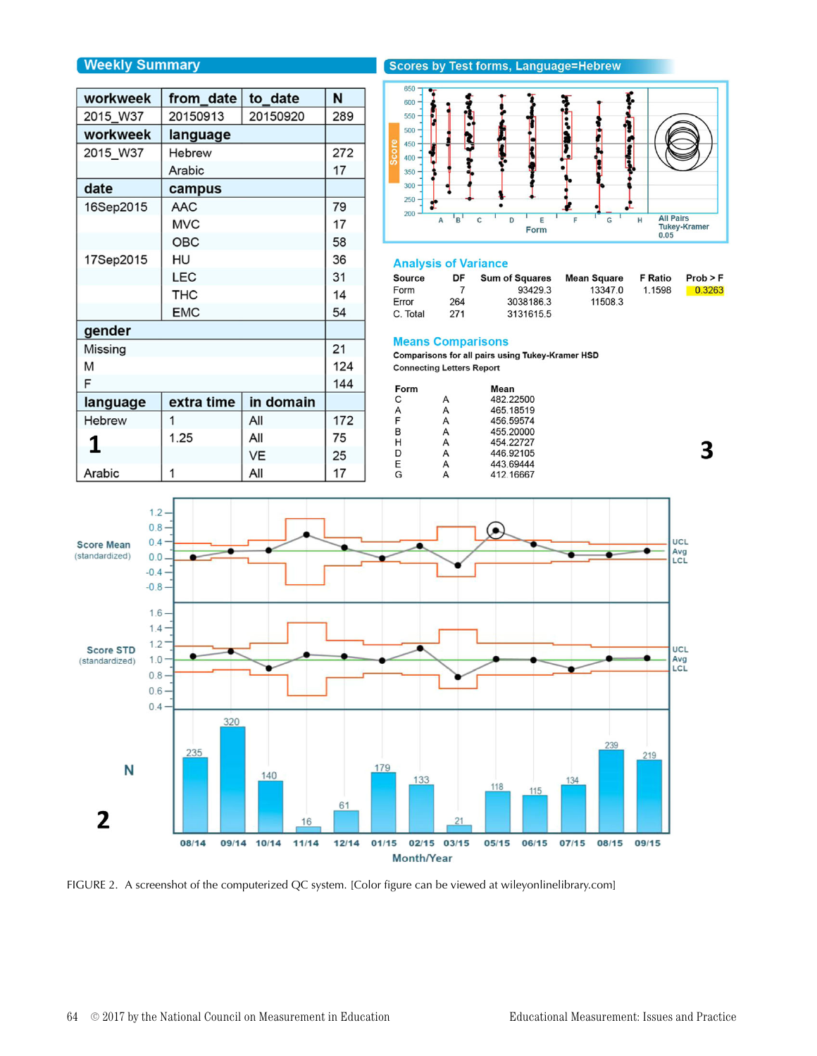## Weekly Summary

| workweek | from_date | to_date | N |
|---|---|---|---|
| 2015_W37 | 20150913 | 20150920 | 289 |
| **workweek** | **language** | | |
| 2015_W37 | Hebrew | | 272 |
| | Arabic | | 17 |
| **date** | **campus** | | |
| 16Sep2015 | AAC | | 79 |
| | MVC | | 17 |
| | OBC | | 58 |
| 17Sep2015 | HU | | 36 |
| | LEC | | 31 |
| | THC | | 14 |
| | EMC | | 54 |
| **gender** | | | |
| Missing | | | 21 |
| M | | | 124 |
| F | | | 144 |
| **language** | **extra time** | **in domain** | |
| Hebrew | 1 | All | 172 |
| | 1.25 | All | 75 |
| | | VE | 25 |
| Arabic | 1 | All | 17 |

**1**

## Scores by Test forms, Language=Hebrew

## Analysis of Variance

| Source | DF | Sum of Squares | Mean Square | F Ratio | Prob > F |
|---|---|---|---|---|---|
| Form | 7 | 93429.3 | 13347.0 | 1.1598 | 0.3263 |
| Error | 264 | 3038186.3 | 11508.3 | | |
| C. Total | 271 | 3131615.5 | | | |

## Means Comparisons

**Comparisons for all pairs using Tukey-Kramer HSD**

**Connecting Letters Report**

| Form | | Mean |
|---|---|---|
| C | A | 482.22500 |
| A | A | 465.18519 |
| F | A | 456.59574 |
| B | A | 455.20000 |
| H | A | 454.22727 |
| D | A | 446.92105 |
| E | A | 443.69444 |
| G | A | 412.16667 |

**3**

**2**

FIGURE 2. A screenshot of the computerized QC system. [Color figure can be viewed at wileyonlinelibrary.com]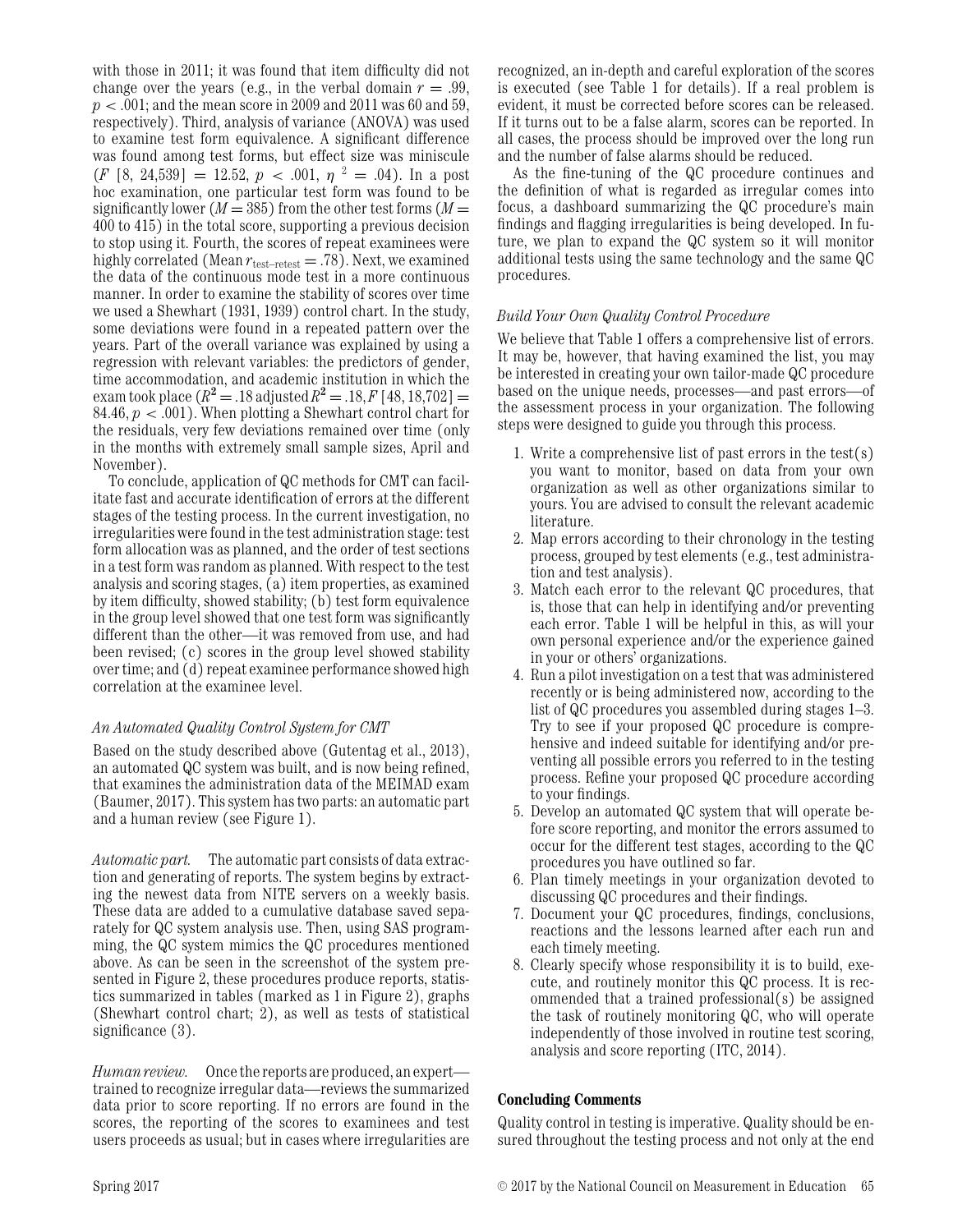with those in 2011; it was found that item difficulty did not change over the years (e.g., in the verbal domain $r = .99$, $p < .001$; and the mean score in 2009 and 2011 was 60 and 59, respectively). Third, analysis of variance (ANOVA) was used to examine test form equivalence. A significant difference was found among test forms, but effect size was miniscule ($F$ [8, 24,539] = 12.52, $p < .001$, $\eta^2 = .04$). In a post hoc examination, one particular test form was found to be significantly lower ($M = 385$) from the other test forms ($M =$ 400 to 415) in the total score, supporting a previous decision to stop using it. Fourth, the scores of repeat examinees were highly correlated (Mean $r_{\text{test-retest}} = .78$). Next, we examined the data of the continuous mode test in a more continuous manner. In order to examine the stability of scores over time we used a Shewhart (1931, 1939) control chart. In the study, some deviations were found in a repeated pattern over the years. Part of the overall variance was explained by using a regression with relevant variables: the predictors of gender, time accommodation, and academic institution in which the exam took place ($R^2 = .18$ adjusted $R^2 = .18$, $F$ [48, 18,702] = 84.46, $p < .001$). When plotting a Shewhart control chart for the residuals, very few deviations remained over time (only in the months with extremely small sample sizes, April and November).

To conclude, application of QC methods for CMT can facilitate fast and accurate identification of errors at the different stages of the testing process. In the current investigation, no irregularities were found in the test administration stage: test form allocation was as planned, and the order of test sections in a test form was random as planned. With respect to the test analysis and scoring stages, (a) item properties, as examined by item difficulty, showed stability; (b) test form equivalence in the group level showed that one test form was significantly different than the other—it was removed from use, and had been revised; (c) scores in the group level showed stability over time; and (d) repeat examinee performance showed high correlation at the examinee level.

### *An Automated Quality Control System for CMT*

Based on the study described above (Gutentag et al., 2013), an automated QC system was built, and is now being refined, that examines the administration data of the MEIMAD exam (Baumer, 2017). This system has two parts: an automatic part and a human review (see Figure 1).

*Automatic part.* The automatic part consists of data extraction and generating of reports. The system begins by extracting the newest data from NITE servers on a weekly basis. These data are added to a cumulative database saved separately for QC system analysis use. Then, using SAS programming, the QC system mimics the QC procedures mentioned above. As can be seen in the screenshot of the system presented in Figure 2, these procedures produce reports, statistics summarized in tables (marked as 1 in Figure 2), graphs (Shewhart control chart; 2), as well as tests of statistical significance (3).

*Human review.* Once the reports are produced, an expert—trained to recognize irregular data—reviews the summarized data prior to score reporting. If no errors are found in the scores, the reporting of the scores to examinees and test users proceeds as usual; but in cases where irregularities are recognized, an in-depth and careful exploration of the scores is executed (see Table 1 for details). If a real problem is evident, it must be corrected before scores can be released. If it turns out to be a false alarm, scores can be reported. In all cases, the process should be improved over the long run and the number of false alarms should be reduced.

As the fine-tuning of the QC procedure continues and the definition of what is regarded as irregular comes into focus, a dashboard summarizing the QC procedure's main findings and flagging irregularities is being developed. In future, we plan to expand the QC system so it will monitor additional tests using the same technology and the same QC procedures.

### *Build Your Own Quality Control Procedure*

We believe that Table 1 offers a comprehensive list of errors. It may be, however, that having examined the list, you may be interested in creating your own tailor-made QC procedure based on the unique needs, processes—and past errors—of the assessment process in your organization. The following steps were designed to guide you through this process.

1. Write a comprehensive list of past errors in the test(s) you want to monitor, based on data from your own organization as well as other organizations similar to yours. You are advised to consult the relevant academic literature.
2. Map errors according to their chronology in the testing process, grouped by test elements (e.g., test administration and test analysis).
3. Match each error to the relevant QC procedures, that is, those that can help in identifying and/or preventing each error. Table 1 will be helpful in this, as will your own personal experience and/or the experience gained in your or others' organizations.
4. Run a pilot investigation on a test that was administered recently or is being administered now, according to the list of QC procedures you assembled during stages 1–3. Try to see if your proposed QC procedure is comprehensive and indeed suitable for identifying and/or preventing all possible errors you referred to in the testing process. Refine your proposed QC procedure according to your findings.
5. Develop an automated QC system that will operate before score reporting, and monitor the errors assumed to occur for the different test stages, according to the QC procedures you have outlined so far.
6. Plan timely meetings in your organization devoted to discussing QC procedures and their findings.
7. Document your QC procedures, findings, conclusions, reactions and the lessons learned after each run and each timely meeting.
8. Clearly specify whose responsibility it is to build, execute, and routinely monitor this QC process. It is recommended that a trained professional(s) be assigned the task of routinely monitoring QC, who will operate independently of those involved in routine test scoring, analysis and score reporting (ITC, 2014).

## Concluding Comments

Quality control in testing is imperative. Quality should be ensured throughout the testing process and not only at the end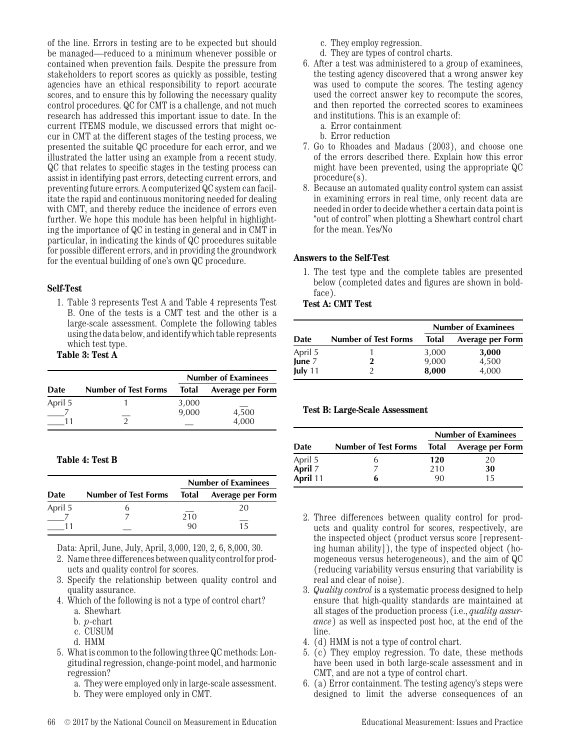of the line. Errors in testing are to be expected but should be managed—reduced to a minimum whenever possible or contained when prevention fails. Despite the pressure from stakeholders to report scores as quickly as possible, testing agencies have an ethical responsibility to report accurate scores, and to ensure this by following the necessary quality control procedures. QC for CMT is a challenge, and not much research has addressed this important issue to date. In the current ITEMS module, we discussed errors that might occur in CMT at the different stages of the testing process, we presented the suitable QC procedure for each error, and we illustrated the latter using an example from a recent study. QC that relates to specific stages in the testing process can assist in identifying past errors, detecting current errors, and preventing future errors. A computerized QC system can facilitate the rapid and continuous monitoring needed for dealing with CMT, and thereby reduce the incidence of errors even further. We hope this module has been helpful in highlighting the importance of QC in testing in general and in CMT in particular, in indicating the kinds of QC procedures suitable for possible different errors, and in providing the groundwork for the eventual building of one's own QC procedure.

### Self-Test

1. Table 3 represents Test A and Table 4 represents Test B. One of the tests is a CMT test and the other is a large-scale assessment. Complete the following tables using the data below, and identify which table represents which test type.

**Table 3: Test A**

| Date | Number of Test Forms | Number of Examinees | |
|---|---|---|---|
| | | Total | Average per Form |
| April 5 | 1 | 3,000 | __ |
| ____7 | __ | 9,000 | 4,500 |
| ____11 | 2 | __ | 4,000 |

**Table 4: Test B**

| Date | Number of Test Forms | Number of Examinees | |
|---|---|---|---|
| | | Total | Average per Form |
| April 5 | 6 | __ | 20 |
| ____7 | 7 | 210 | __ |
| ____11 | __ | 90 | 15 |

Data: April, June, July, April, 3,000, 120, 2, 6, 8,000, 30.

2. Name three differences between quality control for products and quality control for scores.
3. Specify the relationship between quality control and quality assurance.
4. Which of the following is not a type of control chart?
   a. Shewhart
   b. $p$-chart
   c. CUSUM
   d. HMM
5. What is common to the following three QC methods: Longitudinal regression, change-point model, and harmonic regression?
   a. They were employed only in large-scale assessment.
   b. They were employed only in CMT.
   c. They employ regression.
   d. They are types of control charts.
6. After a test was administered to a group of examinees, the testing agency discovered that a wrong answer key was used to compute the scores. The testing agency used the correct answer key to recompute the scores, and then reported the corrected scores to examinees and institutions. This is an example of:
   a. Error containment
   b. Error reduction
7. Go to Rhoades and Madaus (2003), and choose one of the errors described there. Explain how this error might have been prevented, using the appropriate QC procedure(s).
8. Because an automated quality control system can assist in examining errors in real time, only recent data are needed in order to decide whether a certain data point is "out of control" when plotting a Shewhart control chart for the mean. Yes/No

### Answers to the Self-Test

1. The test type and the complete tables are presented below (completed dates and figures are shown in boldface).

**Test A: CMT Test**

| Date | Number of Test Forms | Number of Examinees | |
|---|---|---|---|
| | | Total | Average per Form |
| April 5 | 1 | 3,000 | **3,000** |
| **June** 7 | **2** | 9,000 | 4,500 |
| **July** 11 | 2 | **8,000** | 4,000 |

**Test B: Large-Scale Assessment**

| Date | Number of Test Forms | Number of Examinees | |
|---|---|---|---|
| | | Total | Average per Form |
| April 5 | 6 | **120** | 20 |
| **April** 7 | 7 | 210 | **30** |
| **April** 11 | **6** | 90 | 15 |

2. Three differences between quality control for products and quality control for scores, respectively, are the inspected object (product versus score [representing human ability]), the type of inspected object (homogeneous versus heterogeneous), and the aim of QC (reducing variability versus ensuring that variability is real and clear of noise).
3. *Quality control* is a systematic process designed to help ensure that high-quality standards are maintained at all stages of the production process (i.e., *quality assurance*) as well as inspected post hoc, at the end of the line.
4. (d) HMM is not a type of control chart.
5. (c) They employ regression. To date, these methods have been used in both large-scale assessment and in CMT, and are not a type of control chart.
6. (a) Error containment. The testing agency's steps were designed to limit the adverse consequences of an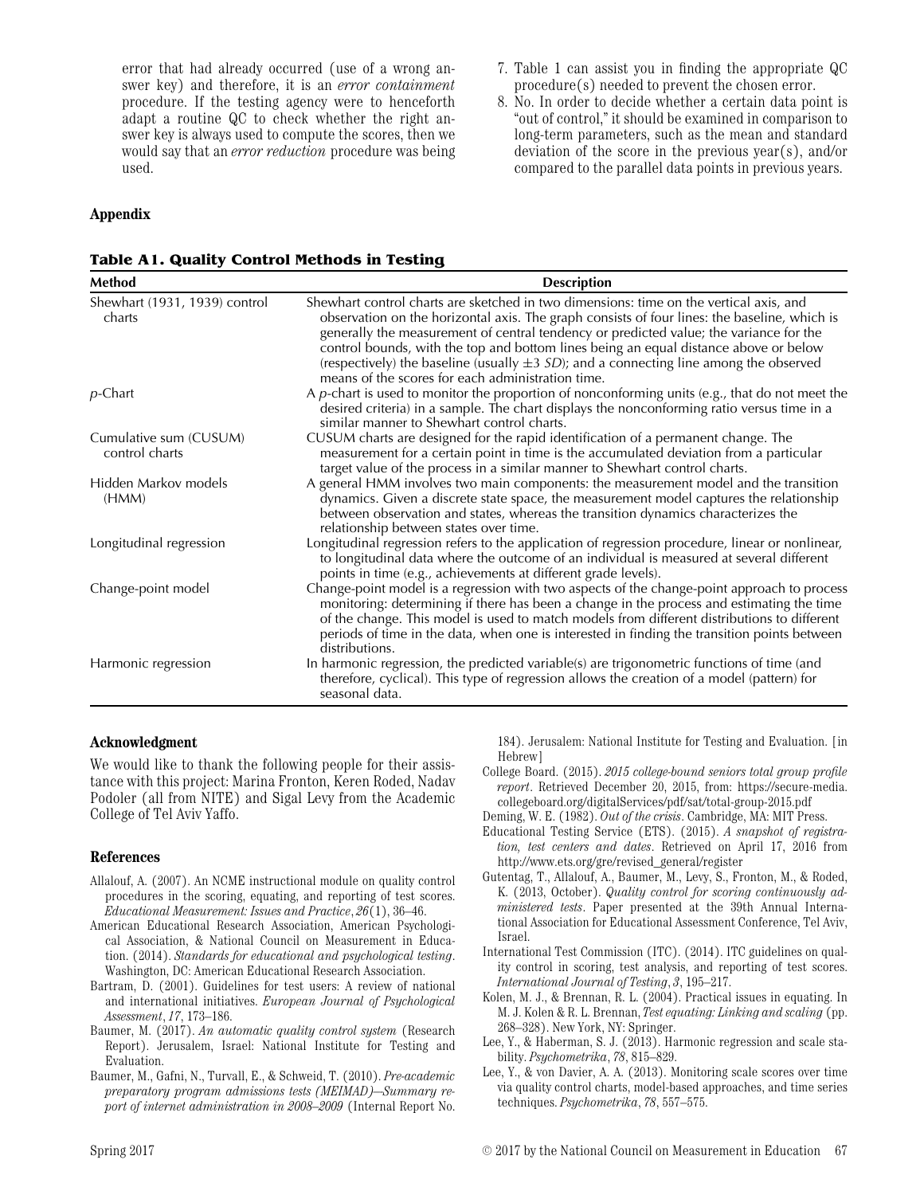error that had already occurred (use of a wrong answer key) and therefore, it is an *error containment* procedure. If the testing agency were to henceforth adapt a routine QC to check whether the right answer key is always used to compute the scores, then we would say that an *error reduction* procedure was being used.

7. Table 1 can assist you in finding the appropriate QC procedure(s) needed to prevent the chosen error.
8. No. In order to decide whether a certain data point is "out of control," it should be examined in comparison to long-term parameters, such as the mean and standard deviation of the score in the previous year(s), and/or compared to the parallel data points in previous years.

## Appendix

**Table A1. Quality Control Methods in Testing**

| Method | Description |
|---|---|
| Shewhart (1931, 1939) control charts | Shewhart control charts are sketched in two dimensions: time on the vertical axis, and observation on the horizontal axis. The graph consists of four lines: the baseline, which is generally the measurement of central tendency or predicted value; the variance for the control bounds, with the top and bottom lines being an equal distance above or below (respectively) the baseline (usually $\pm 3$ *SD*); and a connecting line among the observed means of the scores for each administration time. |
| *p*-Chart | A *p*-chart is used to monitor the proportion of nonconforming units (e.g., that do not meet the desired criteria) in a sample. The chart displays the nonconforming ratio versus time in a similar manner to Shewhart control charts. |
| Cumulative sum (CUSUM) control charts | CUSUM charts are designed for the rapid identification of a permanent change. The measurement for a certain point in time is the accumulated deviation from a particular target value of the process in a similar manner to Shewhart control charts. |
| Hidden Markov models (HMM) | A general HMM involves two main components: the measurement model and the transition dynamics. Given a discrete state space, the measurement model captures the relationship between observation and states, whereas the transition dynamics characterizes the relationship between states over time. |
| Longitudinal regression | Longitudinal regression refers to the application of regression procedure, linear or nonlinear, to longitudinal data where the outcome of an individual is measured at several different points in time (e.g., achievements at different grade levels). |
| Change-point model | Change-point model is a regression with two aspects of the change-point approach to process monitoring: determining if there has been a change in the process and estimating the time of the change. This model is used to match models from different distributions to different periods of time in the data, when one is interested in finding the transition points between distributions. |
| Harmonic regression | In harmonic regression, the predicted variable(s) are trigonometric functions of time (and therefore, cyclical). This type of regression allows the creation of a model (pattern) for seasonal data. |

## Acknowledgment

We would like to thank the following people for their assistance with this project: Marina Fronton, Keren Roded, Nadav Podoler (all from NITE) and Sigal Levy from the Academic College of Tel Aviv Yaffo.

## References

Allalouf, A. (2007). An NCME instructional module on quality control procedures in the scoring, equating, and reporting of test scores. *Educational Measurement: Issues and Practice*, *26*(1), 36–46.

American Educational Research Association, American Psychological Association, & National Council on Measurement in Education. (2014). *Standards for educational and psychological testing*. Washington, DC: American Educational Research Association.

Bartram, D. (2001). Guidelines for test users: A review of national and international initiatives. *European Journal of Psychological Assessment*, *17*, 173–186.

Baumer, M. (2017). *An automatic quality control system* (Research Report). Jerusalem, Israel: National Institute for Testing and Evaluation.

Baumer, M., Gafni, N., Turvall, E., & Schweid, T. (2010). *Pre-academic preparatory program admissions tests (MEIMAD)—Summary report of internet administration in 2008–2009* (Internal Report No. 184). Jerusalem: National Institute for Testing and Evaluation. [in Hebrew]

College Board. (2015). *2015 college-bound seniors total group profile report*. Retrieved December 20, 2015, from: https://secure-media.collegeboard.org/digitalServices/pdf/sat/total-group-2015.pdf

Deming, W. E. (1982). *Out of the crisis*. Cambridge, MA: MIT Press.

Educational Testing Service (ETS). (2015). *A snapshot of registration, test centers and dates*. Retrieved on April 17, 2016 from http://www.ets.org/gre/revised_general/register

Gutentag, T., Allalouf, A., Baumer, M., Levy, S., Fronton, M., & Roded, K. (2013, October). *Quality control for scoring continuously administered tests*. Paper presented at the 39th Annual International Association for Educational Assessment Conference, Tel Aviv, Israel.

International Test Commission (ITC). (2014). ITC guidelines on quality control in scoring, test analysis, and reporting of test scores. *International Journal of Testing*, *3*, 195–217.

Kolen, M. J., & Brennan, R. L. (2004). Practical issues in equating. In M. J. Kolen & R. L. Brennan, *Test equating: Linking and scaling* (pp. 268–328). New York, NY: Springer.

Lee, Y., & Haberman, S. J. (2013). Harmonic regression and scale stability. *Psychometrika*, *78*, 815–829.

Lee, Y., & von Davier, A. A. (2013). Monitoring scale scores over time via quality control charts, model-based approaches, and time series techniques. *Psychometrika*, *78*, 557–575.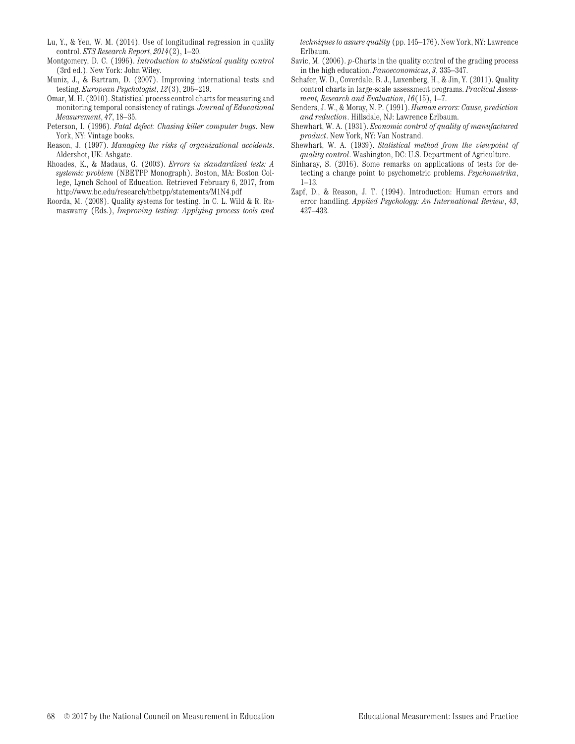Lu, Y., & Yen, W. M. (2014). Use of longitudinal regression in quality control. *ETS Research Report*, *2014*(2), 1–20.

Montgomery, D. C. (1996). *Introduction to statistical quality control* (3rd ed.). New York: John Wiley.

Muniz, J., & Bartram, D. (2007). Improving international tests and testing. *European Psychologist*, *12*(3), 206–219.

Omar, M. H. (2010). Statistical process control charts for measuring and monitoring temporal consistency of ratings. *Journal of Educational Measurement*, *47*, 18–35.

Peterson, I. (1996). *Fatal defect: Chasing killer computer bugs*. New York, NY: Vintage books.

Reason, J. (1997). *Managing the risks of organizational accidents*. Aldershot, UK: Ashgate.

Rhoades, K., & Madaus, G. (2003). *Errors in standardized tests: A systemic problem* (NBETPP Monograph). Boston, MA: Boston College, Lynch School of Education. Retrieved February 6, 2017, from http://www.bc.edu/research/nbetpp/statements/M1N4.pdf

Roorda, M. (2008). Quality systems for testing. In C. L. Wild & R. Ramaswamy (Eds.), *Improving testing: Applying process tools and techniques to assure quality* (pp. 145–176). New York, NY: Lawrence Erlbaum.

Savic, M. (2006). *p*-Charts in the quality control of the grading process in the high education. *Panoeconomicus*, *3*, 335–347.

Schafer, W. D., Coverdale, B. J., Luxenberg, H., & Jin, Y. (2011). Quality control charts in large-scale assessment programs. *Practical Assessment, Research and Evaluation*, *16*(15), 1–7.

Senders, J. W., & Moray, N. P. (1991). *Human errors: Cause, prediction and reduction*. Hillsdale, NJ: Lawrence Erlbaum.

Shewhart, W. A. (1931). *Economic control of quality of manufactured product*. New York, NY: Van Nostrand.

Shewhart, W. A. (1939). *Statistical method from the viewpoint of quality control*. Washington, DC: U.S. Department of Agriculture.

Sinharay, S. (2016). Some remarks on applications of tests for detecting a change point to psychometric problems. *Psychometrika*, 1–13.

Zapf, D., & Reason, J. T. (1994). Introduction: Human errors and error handling. *Applied Psychology: An International Review*, *43*, 427–432.